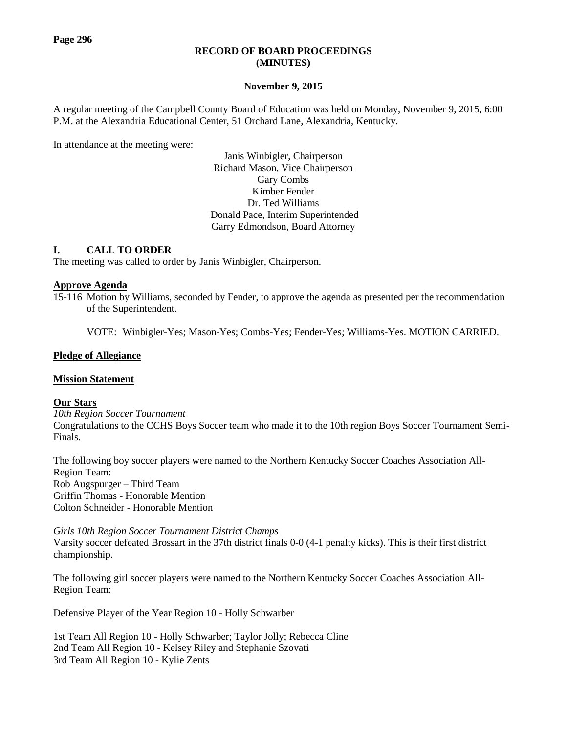# RECORD OF BOARD PROCEEDINGS (MINUTES)

**November 9, 2015**

A regular meeting of the Campbell County Board of Education was held on Monday, November 9, 2015, 6:00 P.M. at the Alexandria Educational Center, 51 Orchard Lane, Alexandria, Kentucky.

In attendance at the meeting were:

Janis Winbigler, Chairperson
Richard Mason, Vice Chairperson
Gary Combs
Kimber Fender
Dr. Ted Williams
Donald Pace, Interim Superintended
Garry Edmondson, Board Attorney

## I. CALL TO ORDER

The meeting was called to order by Janis Winbigler, Chairperson.

**Approve Agenda**

15-116 Motion by Williams, seconded by Fender, to approve the agenda as presented per the recommendation of the Superintendent.

VOTE: Winbigler-Yes; Mason-Yes; Combs-Yes; Fender-Yes; Williams-Yes. MOTION CARRIED.

**Pledge of Allegiance**

**Mission Statement**

**Our Stars**

*10th Region Soccer Tournament*

Congratulations to the CCHS Boys Soccer team who made it to the 10th region Boys Soccer Tournament Semi-Finals.

The following boy soccer players were named to the Northern Kentucky Soccer Coaches Association All-Region Team:
Rob Augspurger – Third Team
Griffin Thomas - Honorable Mention
Colton Schneider - Honorable Mention

*Girls 10th Region Soccer Tournament District Champs*

Varsity soccer defeated Brossart in the 37th district finals 0-0 (4-1 penalty kicks). This is their first district championship.

The following girl soccer players were named to the Northern Kentucky Soccer Coaches Association All-Region Team:

Defensive Player of the Year Region 10 - Holly Schwarber

1st Team All Region 10 - Holly Schwarber; Taylor Jolly; Rebecca Cline
2nd Team All Region 10 - Kelsey Riley and Stephanie Szovati
3rd Team All Region 10 - Kylie Zents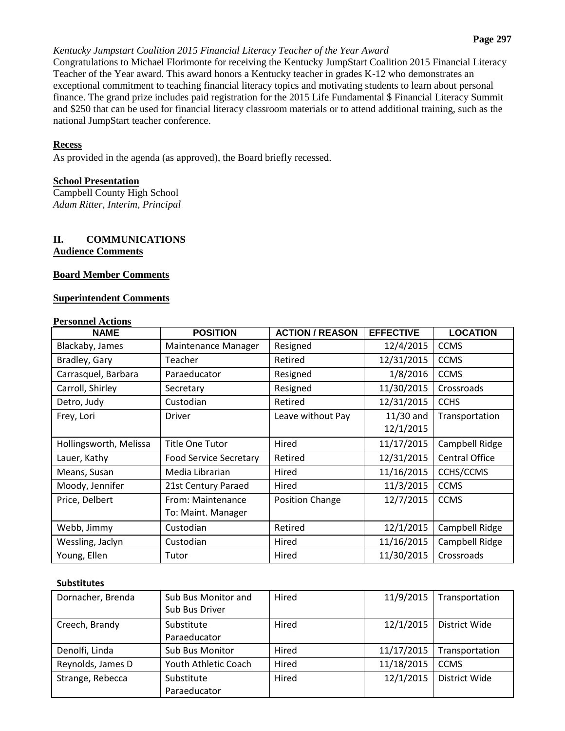*Kentucky Jumpstart Coalition 2015 Financial Literacy Teacher of the Year Award*

Congratulations to Michael Florimonte for receiving the Kentucky JumpStart Coalition 2015 Financial Literacy Teacher of the Year award. This award honors a Kentucky teacher in grades K-12 who demonstrates an exceptional commitment to teaching financial literacy topics and motivating students to learn about personal finance. The grand prize includes paid registration for the 2015 Life Fundamental $ Financial Literacy Summit and $250 that can be used for financial literacy classroom materials or to attend additional training, such as the national JumpStart teacher conference.

**Recess**

As provided in the agenda (as approved), the Board briefly recessed.

**School Presentation**

Campbell County High School
*Adam Ritter, Interim, Principal*

## II. COMMUNICATIONS

**Audience Comments**

**Board Member Comments**

**Superintendent Comments**

**Personnel Actions**

| NAME | POSITION | ACTION / REASON | EFFECTIVE | LOCATION |
|---|---|---|---|---|
| Blackaby, James | Maintenance Manager | Resigned | 12/4/2015 | CCMS |
| Bradley, Gary | Teacher | Retired | 12/31/2015 | CCMS |
| Carrasquel, Barbara | Paraeducator | Resigned | 1/8/2016 | CCMS |
| Carroll, Shirley | Secretary | Resigned | 11/30/2015 | Crossroads |
| Detro, Judy | Custodian | Retired | 12/31/2015 | CCHS |
| Frey, Lori | Driver | Leave without Pay | 11/30 and 12/1/2015 | Transportation |
| Hollingsworth, Melissa | Title One Tutor | Hired | 11/17/2015 | Campbell Ridge |
| Lauer, Kathy | Food Service Secretary | Retired | 12/31/2015 | Central Office |
| Means, Susan | Media Librarian | Hired | 11/16/2015 | CCHS/CCMS |
| Moody, Jennifer | 21st Century Paraed | Hired | 11/3/2015 | CCMS |
| Price, Delbert | From: Maintenance To: Maint. Manager | Position Change | 12/7/2015 | CCMS |
| Webb, Jimmy | Custodian | Retired | 12/1/2015 | Campbell Ridge |
| Wessling, Jaclyn | Custodian | Hired | 11/16/2015 | Campbell Ridge |
| Young, Ellen | Tutor | Hired | 11/30/2015 | Crossroads |

**Substitutes**

| NAME | POSITION | ACTION / REASON | EFFECTIVE | LOCATION |
|---|---|---|---|---|
| Dornacher, Brenda | Sub Bus Monitor and Sub Bus Driver | Hired | 11/9/2015 | Transportation |
| Creech, Brandy | Substitute Paraeducator | Hired | 12/1/2015 | District Wide |
| Denolfi, Linda | Sub Bus Monitor | Hired | 11/17/2015 | Transportation |
| Reynolds, James D | Youth Athletic Coach | Hired | 11/18/2015 | CCMS |
| Strange, Rebecca | Substitute Paraeducator | Hired | 12/1/2015 | District Wide |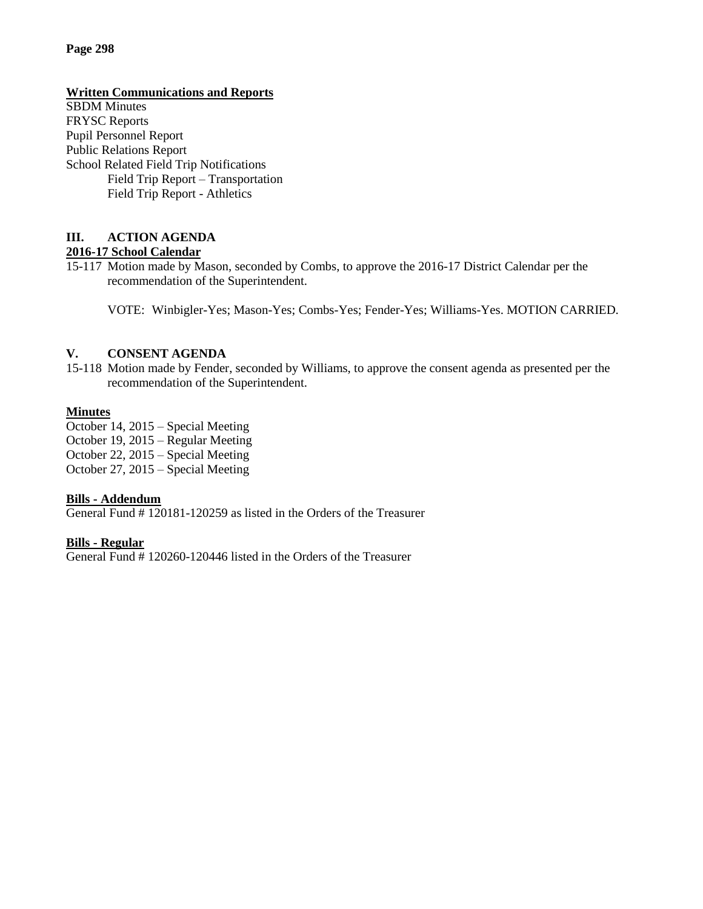**Written Communications and Reports**

SBDM Minutes
FRYSC Reports
Pupil Personnel Report
Public Relations Report
School Related Field Trip Notifications
    Field Trip Report – Transportation
    Field Trip Report - Athletics

## III. ACTION AGENDA

**2016-17 School Calendar**

15-117 Motion made by Mason, seconded by Combs, to approve the 2016-17 District Calendar per the recommendation of the Superintendent.

VOTE: Winbigler-Yes; Mason-Yes; Combs-Yes; Fender-Yes; Williams-Yes. MOTION CARRIED.

## V. CONSENT AGENDA

15-118 Motion made by Fender, seconded by Williams, to approve the consent agenda as presented per the recommendation of the Superintendent.

**Minutes**

October 14, 2015 – Special Meeting
October 19, 2015 – Regular Meeting
October 22, 2015 – Special Meeting
October 27, 2015 – Special Meeting

**Bills - Addendum**

General Fund # 120181-120259 as listed in the Orders of the Treasurer

**Bills - Regular**

General Fund # 120260-120446 listed in the Orders of the Treasurer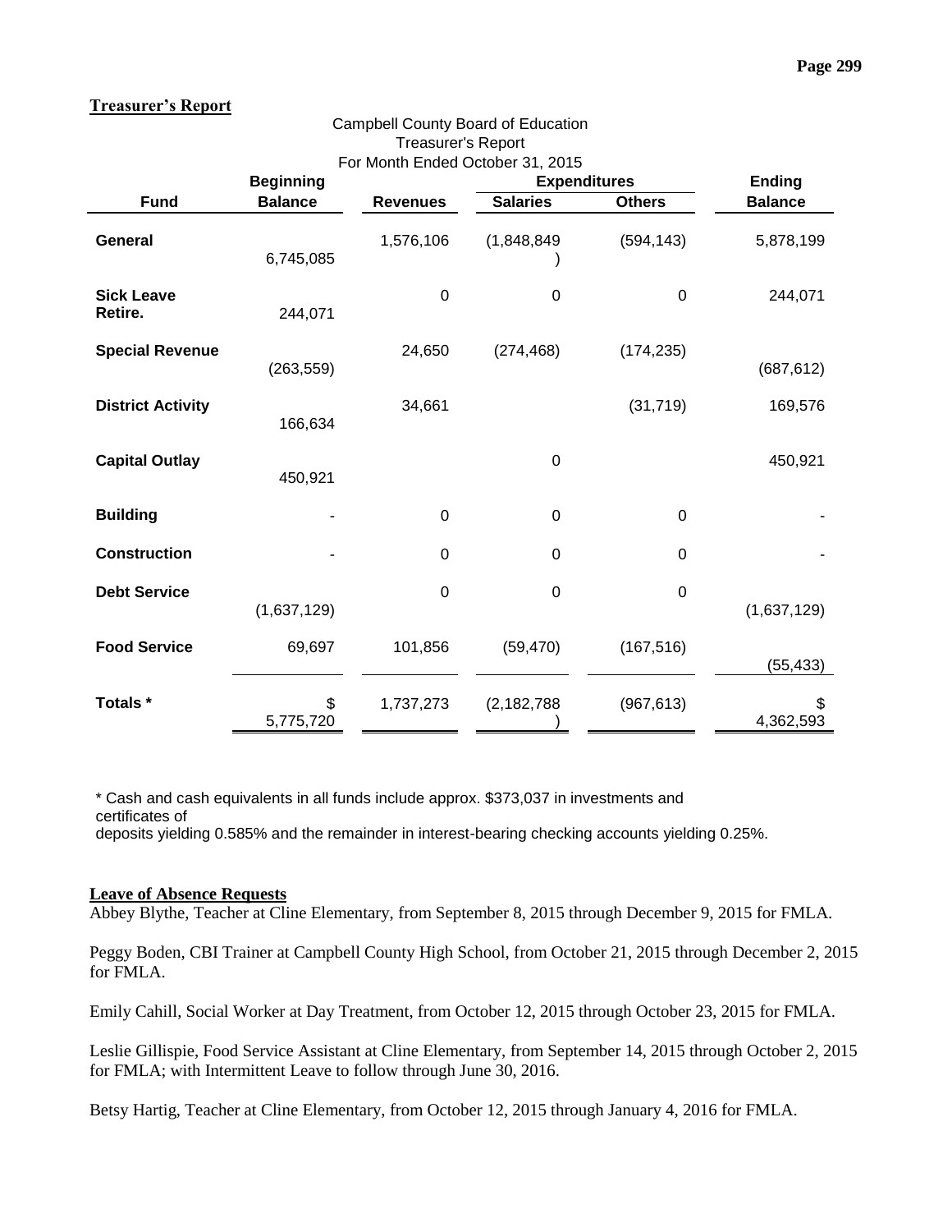## Treasurer's Report

Campbell County Board of Education
Treasurer's Report
For Month Ended October 31, 2015

| Fund | Beginning Balance | Revenues | Expenditures Salaries | Expenditures Others | Ending Balance |
|---|---|---|---|---|---|
| **General** | 6,745,085 | 1,576,106 | (1,848,849) | (594,143) | 5,878,199 |
| **Sick Leave Retire.** | 244,071 | 0 | 0 | 0 | 244,071 |
| **Special Revenue** | (263,559) | 24,650 | (274,468) | (174,235) | (687,612) |
| **District Activity** | 166,634 | 34,661 | | (31,719) | 169,576 |
| **Capital Outlay** | 450,921 | | 0 | | 450,921 |
| **Building** | - | 0 | 0 | 0 | - |
| **Construction** | - | 0 | 0 | 0 | - |
| **Debt Service** | (1,637,129) | 0 | 0 | 0 | (1,637,129) |
| **Food Service** | 69,697 | 101,856 | (59,470) | (167,516) | (55,433) |
| **Totals *** | $ 5,775,720 | 1,737,273 | (2,182,788) | (967,613) | $ 4,362,593 |

* Cash and cash equivalents in all funds include approx. $373,037 in investments and certificates of deposits yielding 0.585% and the remainder in interest-bearing checking accounts yielding 0.25%.

## Leave of Absence Requests

Abbey Blythe, Teacher at Cline Elementary, from September 8, 2015 through December 9, 2015 for FMLA.

Peggy Boden, CBI Trainer at Campbell County High School, from October 21, 2015 through December 2, 2015 for FMLA.

Emily Cahill, Social Worker at Day Treatment, from October 12, 2015 through October 23, 2015 for FMLA.

Leslie Gillispie, Food Service Assistant at Cline Elementary, from September 14, 2015 through October 2, 2015 for FMLA; with Intermittent Leave to follow through June 30, 2016.

Betsy Hartig, Teacher at Cline Elementary, from October 12, 2015 through January 4, 2016 for FMLA.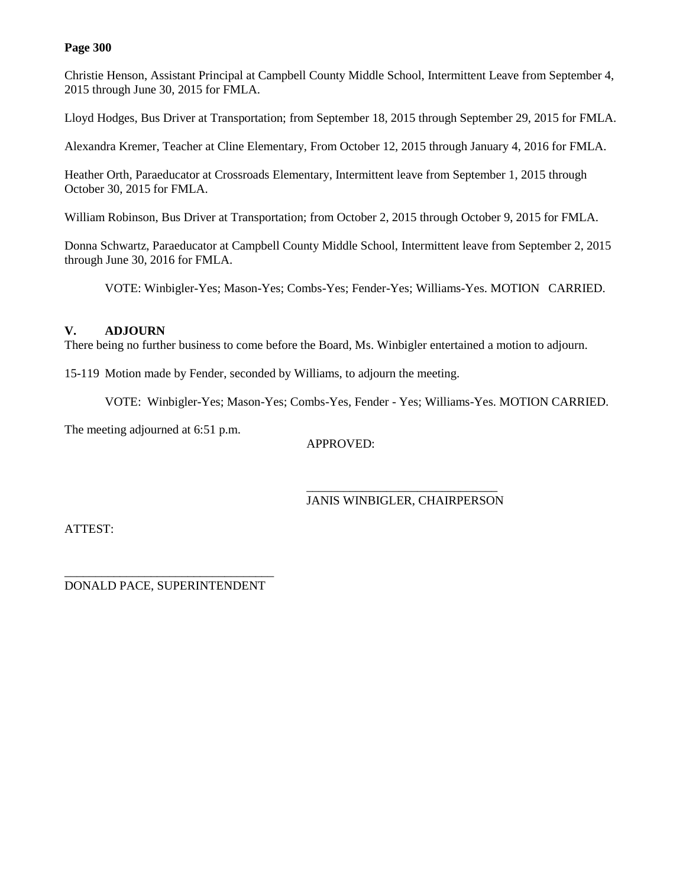Christie Henson, Assistant Principal at Campbell County Middle School, Intermittent Leave from September 4, 2015 through June 30, 2015 for FMLA.

Lloyd Hodges, Bus Driver at Transportation; from September 18, 2015 through September 29, 2015 for FMLA.

Alexandra Kremer, Teacher at Cline Elementary, From October 12, 2015 through January 4, 2016 for FMLA.

Heather Orth, Paraeducator at Crossroads Elementary, Intermittent leave from September 1, 2015 through October 30, 2015 for FMLA.

William Robinson, Bus Driver at Transportation; from October 2, 2015 through October 9, 2015 for FMLA.

Donna Schwartz, Paraeducator at Campbell County Middle School, Intermittent leave from September 2, 2015 through June 30, 2016 for FMLA.

VOTE: Winbigler-Yes; Mason-Yes; Combs-Yes; Fender-Yes; Williams-Yes. MOTION CARRIED.

## V. ADJOURN

There being no further business to come before the Board, Ms. Winbigler entertained a motion to adjourn.

15-119 Motion made by Fender, seconded by Williams, to adjourn the meeting.

VOTE: Winbigler-Yes; Mason-Yes; Combs-Yes, Fender - Yes; Williams-Yes. MOTION CARRIED.

The meeting adjourned at 6:51 p.m.

APPROVED:

_______________________________
JANIS WINBIGLER, CHAIRPERSON

ATTEST:

__________________________________
DONALD PACE, SUPERINTENDENT